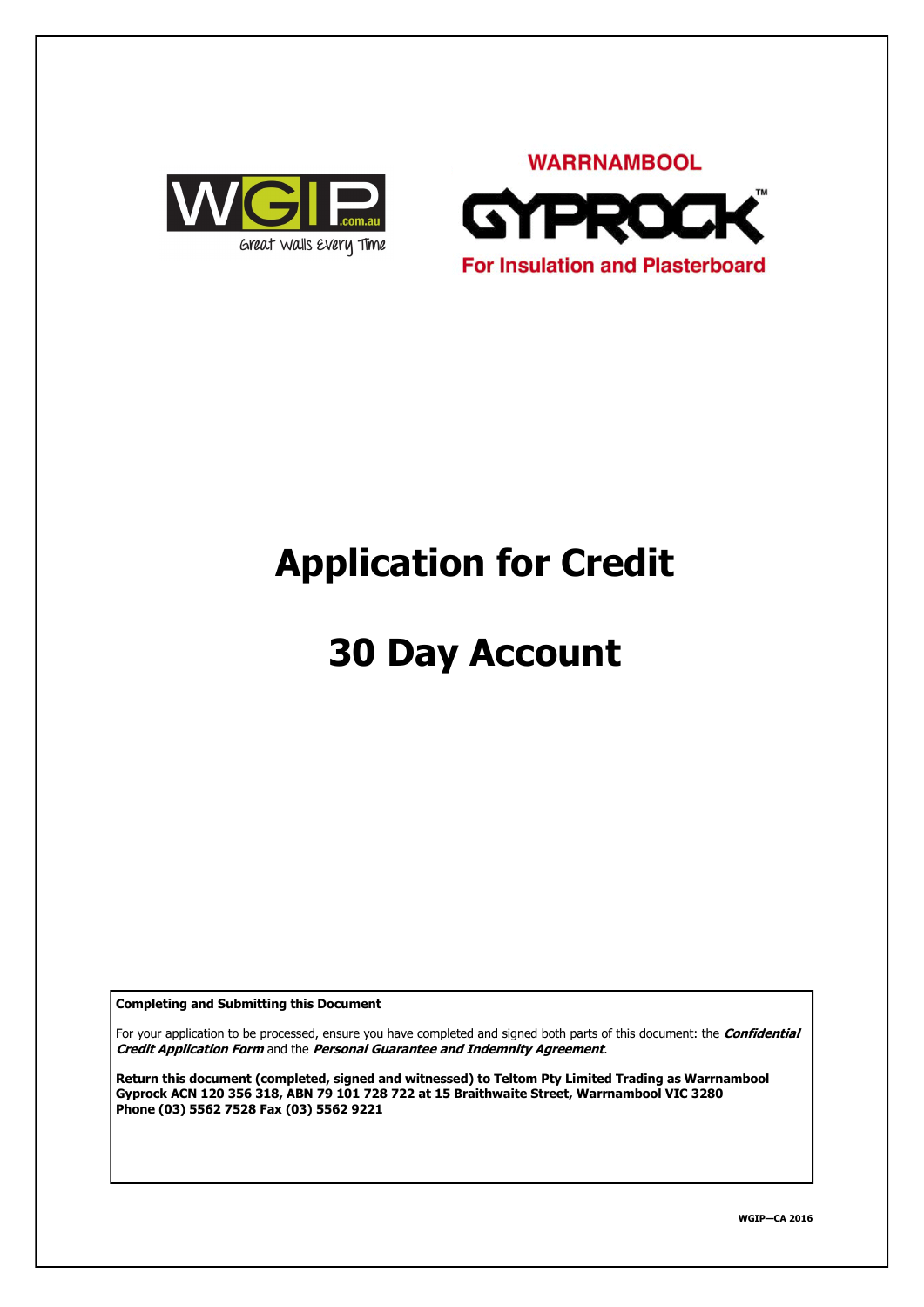WGIP.com.au

Great Walls Every Time

WARRNAMBOOL

GYPROCK™

For Insulation and Plasterboard

# Application for Credit

# 30 Day Account

**Completing and Submitting this Document**

For your application to be processed, ensure you have completed and signed both parts of this document: the ***Confidential Credit Application Form*** and the ***Personal Guarantee and Indemnity Agreement***.

**Return this document (completed, signed and witnessed) to Teltom Pty Limited Trading as Warrnambool Gyprock ACN 120 356 318, ABN 79 101 728 722 at 15 Braithwaite Street, Warrnambool VIC 3280 Phone (03) 5562 7528 Fax (03) 5562 9221**

**WGIP—CA 2016**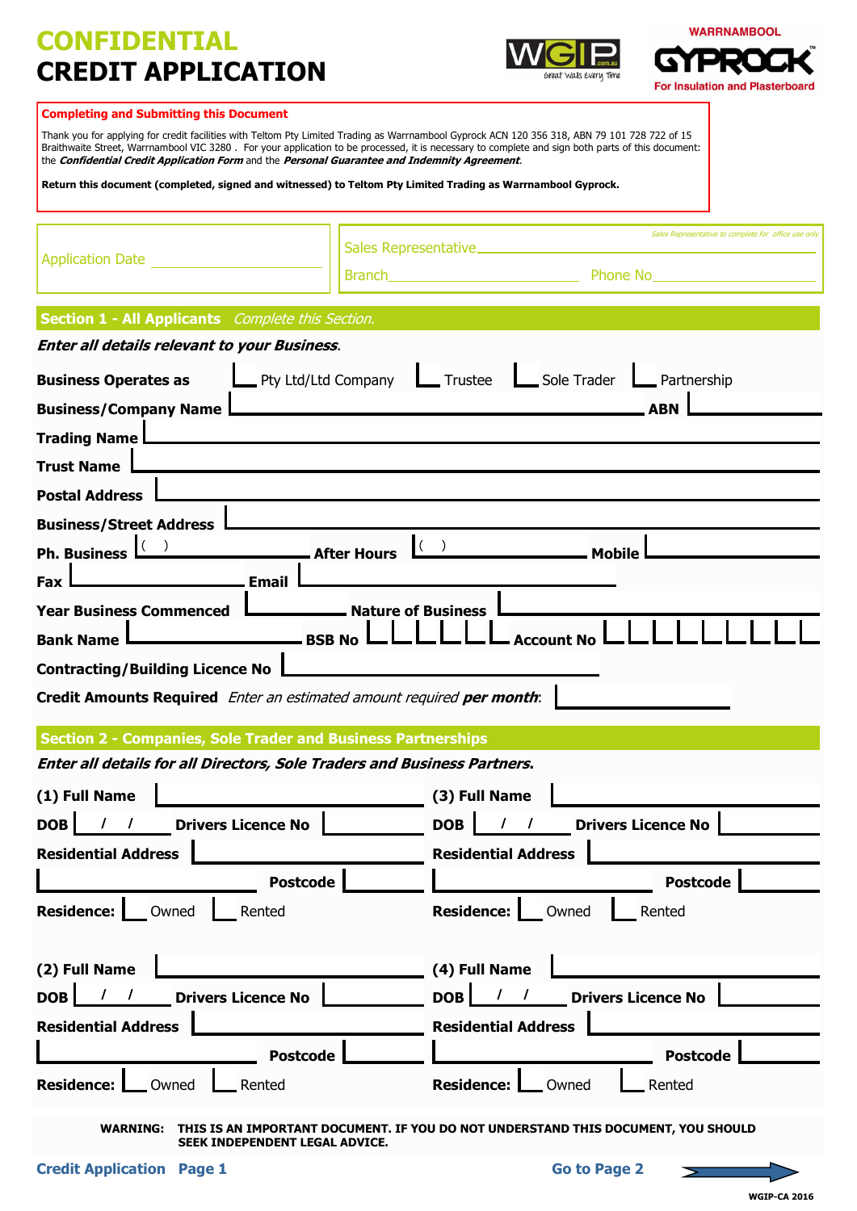# CONFIDENTIAL
# CREDIT APPLICATION

WARRNAMBOOL GYPROCK™
For Insulation and Plasterboard

WGIP.com.au — Great Walls Every Time

**Completing and Submitting this Document**

Thank you for applying for credit facilities with Teltom Pty Limited Trading as Warrnambool Gyprock ACN 120 356 318, ABN 79 101 728 722 of 15 Braithwaite Street, Warrnambool VIC 3280 . For your application to be processed, it is necessary to complete and sign both parts of this document: the ***Confidential Credit Application Form*** and the ***Personal Guarantee and Indemnity Agreement***.

**Return this document (completed, signed and witnessed) to Teltom Pty Limited Trading as Warrnambool Gyprock.**

Application Date ____________________

*Sales Representative to complete for office use only*

Sales Representative ____________________

Branch ____________________ Phone No ____________________

## Section 1 - All Applicants *Complete this Section.*

***Enter all details relevant to your Business.***

**Business Operates as** ☐ Pty Ltd/Ltd Company ☐ Trustee ☐ Sole Trader ☐ Partnership

**Business/Company Name** ____________________ **ABN** ____________________

**Trading Name** ____________________

**Trust Name** ____________________

**Postal Address** ____________________

**Business/Street Address** ____________________

**Ph. Business** ( ) ____________________ **After Hours** ( ) ____________________ **Mobile** ____________________

**Fax** ____________________ **Email** ____________________

**Year Business Commenced** ____________________ **Nature of Business** ____________________

**Bank Name** ____________________ **BSB No** ☐☐☐☐☐☐ **Account No** ☐☐☐☐☐☐☐☐☐

**Contracting/Building Licence No** ____________________

**Credit Amounts Required** *Enter an estimated amount required **per month**:* ____________________

## Section 2 - Companies, Sole Trader and Business Partnerships

***Enter all details for all Directors, Sole Traders and Business Partners.***

**(1) Full Name** ____________________

**DOB** / / **Drivers Licence No** ____________________

**Residential Address** ____________________

____________________ **Postcode** ____________________

**Residence:** ☐ Owned ☐ Rented

**(3) Full Name** ____________________

**DOB** / / **Drivers Licence No** ____________________

**Residential Address** ____________________

____________________ **Postcode** ____________________

**Residence:** ☐ Owned ☐ Rented

**(2) Full Name** ____________________

**DOB** / / **Drivers Licence No** ____________________

**Residential Address** ____________________

____________________ **Postcode** ____________________

**Residence:** ☐ Owned ☐ Rented

**(4) Full Name** ____________________

**DOB** / / **Drivers Licence No** ____________________

**Residential Address** ____________________

____________________ **Postcode** ____________________

**Residence:** ☐ Owned ☐ Rented

**WARNING: THIS IS AN IMPORTANT DOCUMENT. IF YOU DO NOT UNDERSTAND THIS DOCUMENT, YOU SHOULD SEEK INDEPENDENT LEGAL ADVICE.**

**Credit Application Page 1** **Go to Page 2**

WGIP-CA 2016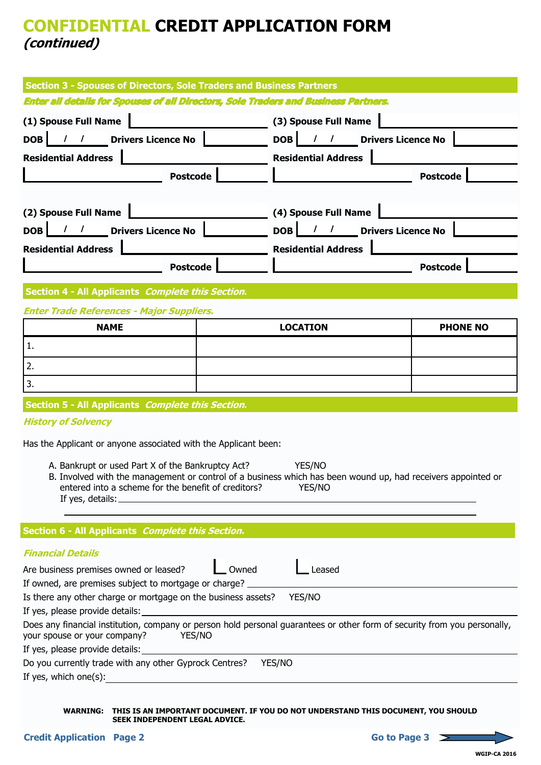# **CONFIDENTIAL CREDIT APPLICATION FORM**
## *(continued)*

## Section 3 - Spouses of Directors, Sole Traders and Business Partners

*Enter all details for Spouses of all Directors, Sole Traders and Business Partners.*

**(1) Spouse Full Name** ____________________

**DOB** __ / __ / __ **Drivers Licence No** ____________________

**Residential Address** ____________________

____________________ **Postcode** ________

**(2) Spouse Full Name** ____________________

**DOB** __ / __ / __ **Drivers Licence No** ____________________

**Residential Address** ____________________

____________________ **Postcode** ________

**(3) Spouse Full Name** ____________________

**DOB** __ / __ / __ **Drivers Licence No** ____________________

**Residential Address** ____________________

____________________ **Postcode** ________

**(4) Spouse Full Name** ____________________

**DOB** __ / __ / __ **Drivers Licence No** ____________________

**Residential Address** ____________________

____________________ **Postcode** ________

## Section 4 - All Applicants *Complete this Section.*

*Enter Trade References - Major Suppliers.*

| NAME | LOCATION | PHONE NO |
|---|---|---|
| 1. | | |
| 2. | | |
| 3. | | |

## Section 5 - All Applicants *Complete this Section.*

*History of Solvency*

Has the Applicant or anyone associated with the Applicant been:

A. Bankrupt or used Part X of the Bankruptcy Act? YES/NO

B. Involved with the management or control of a business which has been wound up, had receivers appointed or entered into a scheme for the benefit of creditors? YES/NO

If yes, details: ____________________

____________________

## Section 6 - All Applicants *Complete this Section.*

*Financial Details*

Are business premises owned or leased? ☐ Owned ☐ Leased

If owned, are premises subject to mortgage or charge? ____________________

Is there any other charge or mortgage on the business assets? YES/NO

If yes, please provide details: ____________________

Does any financial institution, company or person hold personal guarantees or other form of security from you personally, your spouse or your company? YES/NO

If yes, please provide details: ____________________

Do you currently trade with any other Gyprock Centres? YES/NO

If yes, which one(s): ____________________

**WARNING: THIS IS AN IMPORTANT DOCUMENT. IF YOU DO NOT UNDERSTAND THIS DOCUMENT, YOU SHOULD SEEK INDEPENDENT LEGAL ADVICE.**

**Credit Application Page 2**

**Go to Page 3**

WGIP-CA 2016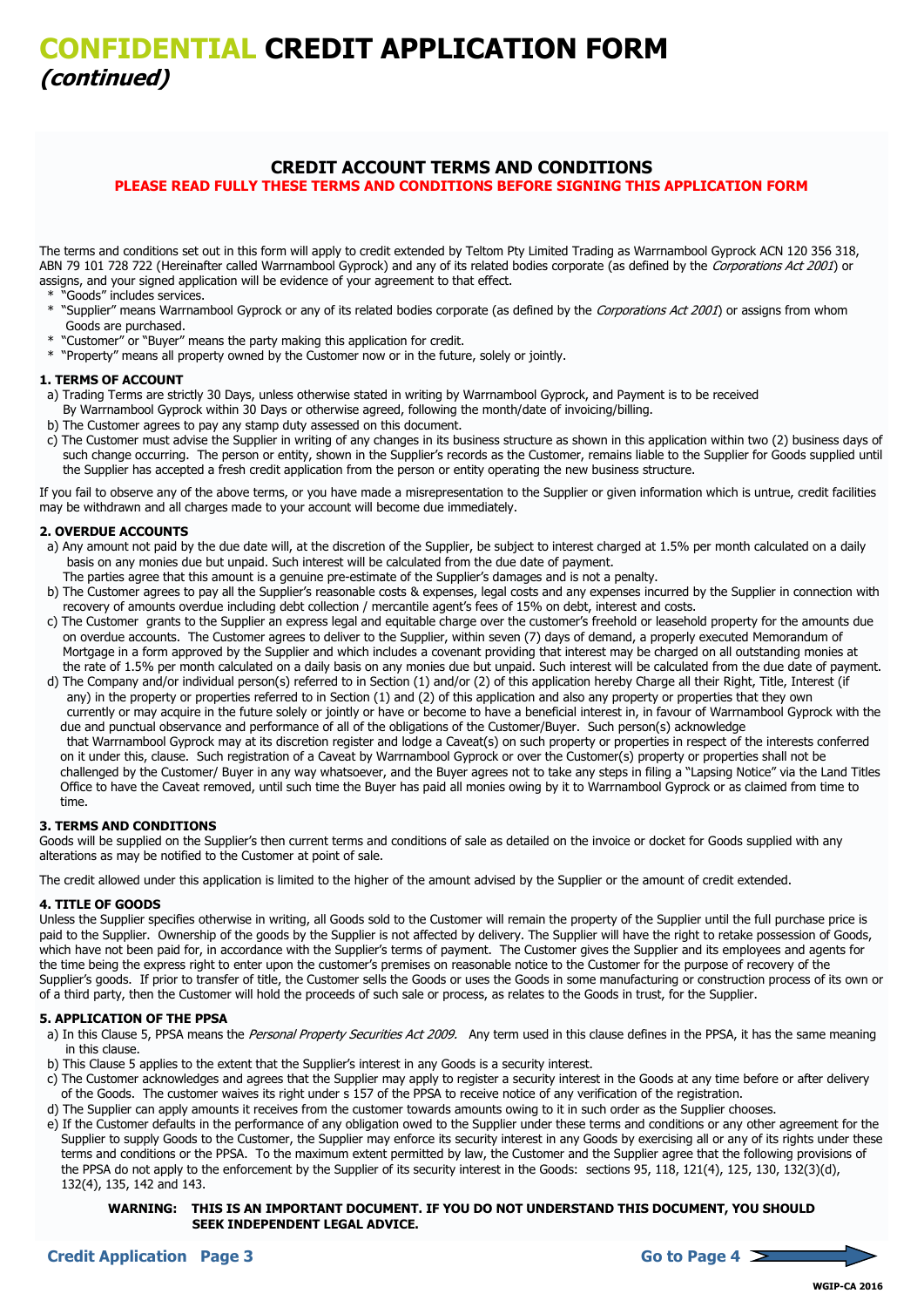# CONFIDENTIAL CREDIT APPLICATION FORM *(continued)*

## CREDIT ACCOUNT TERMS AND CONDITIONS

**PLEASE READ FULLY THESE TERMS AND CONDITIONS BEFORE SIGNING THIS APPLICATION FORM**

The terms and conditions set out in this form will apply to credit extended by Teltom Pty Limited Trading as Warrnambool Gyprock ACN 120 356 318, ABN 79 101 728 722 (Hereinafter called Warrnambool Gyprock) and any of its related bodies corporate (as defined by the *Corporations Act 2001*) or assigns, and your signed application will be evidence of your agreement to that effect.

- "Goods" includes services.
- "Supplier" means Warrnambool Gyprock or any of its related bodies corporate (as defined by the *Corporations Act 2001*) or assigns from whom Goods are purchased.
- "Customer" or "Buyer" means the party making this application for credit.
- "Property" means all property owned by the Customer now or in the future, solely or jointly.

**1. TERMS OF ACCOUNT**

a) Trading Terms are strictly 30 Days, unless otherwise stated in writing by Warrnambool Gyprock, and Payment is to be received By Warrnambool Gyprock within 30 Days or otherwise agreed, following the month/date of invoicing/billing.

b) The Customer agrees to pay any stamp duty assessed on this document.

c) The Customer must advise the Supplier in writing of any changes in its business structure as shown in this application within two (2) business days of such change occurring. The person or entity, shown in the Supplier's records as the Customer, remains liable to the Supplier for Goods supplied until the Supplier has accepted a fresh credit application from the person or entity operating the new business structure.

If you fail to observe any of the above terms, or you have made a misrepresentation to the Supplier or given information which is untrue, credit facilities may be withdrawn and all charges made to your account will become due immediately.

**2. OVERDUE ACCOUNTS**

a) Any amount not paid by the due date will, at the discretion of the Supplier, be subject to interest charged at 1.5% per month calculated on a daily basis on any monies due but unpaid. Such interest will be calculated from the due date of payment.
The parties agree that this amount is a genuine pre-estimate of the Supplier's damages and is not a penalty.

b) The Customer agrees to pay all the Supplier's reasonable costs & expenses, legal costs and any expenses incurred by the Supplier in connection with recovery of amounts overdue including debt collection / mercantile agent's fees of 15% on debt, interest and costs.

c) The Customer grants to the Supplier an express legal and equitable charge over the customer's freehold or leasehold property for the amounts due on overdue accounts. The Customer agrees to deliver to the Supplier, within seven (7) days of demand, a properly executed Memorandum of Mortgage in a form approved by the Supplier and which includes a covenant providing that interest may be charged on all outstanding monies at the rate of 1.5% per month calculated on a daily basis on any monies due but unpaid. Such interest will be calculated from the due date of payment.

d) The Company and/or individual person(s) referred to in Section (1) and/or (2) of this application hereby Charge all their Right, Title, Interest (if any) in the property or properties referred to in Section (1) and (2) of this application and also any property or properties that they own currently or may acquire in the future solely or jointly or have or become to have a beneficial interest in, in favour of Warrnambool Gyprock with the due and punctual observance and performance of all of the obligations of the Customer/Buyer. Such person(s) acknowledge that Warrnambool Gyprock may at its discretion register and lodge a Caveat(s) on such property or properties in respect of the interests conferred on it under this, clause. Such registration of a Caveat by Warrnambool Gyprock or over the Customer(s) property or properties shall not be challenged by the Customer/ Buyer in any way whatsoever, and the Buyer agrees not to take any steps in filing a "Lapsing Notice" via the Land Titles Office to have the Caveat removed, until such time the Buyer has paid all monies owing by it to Warrnambool Gyprock or as claimed from time to time.

**3. TERMS AND CONDITIONS**

Goods will be supplied on the Supplier's then current terms and conditions of sale as detailed on the invoice or docket for Goods supplied with any alterations as may be notified to the Customer at point of sale.

The credit allowed under this application is limited to the higher of the amount advised by the Supplier or the amount of credit extended.

**4. TITLE OF GOODS**

Unless the Supplier specifies otherwise in writing, all Goods sold to the Customer will remain the property of the Supplier until the full purchase price is paid to the Supplier. Ownership of the goods by the Supplier is not affected by delivery. The Supplier will have the right to retake possession of Goods, which have not been paid for, in accordance with the Supplier's terms of payment. The Customer gives the Supplier and its employees and agents for the time being the express right to enter upon the customer's premises on reasonable notice to the Customer for the purpose of recovery of the Supplier's goods. If prior to transfer of title, the Customer sells the Goods or uses the Goods in some manufacturing or construction process of its own or of a third party, then the Customer will hold the proceeds of such sale or process, as relates to the Goods in trust, for the Supplier.

**5. APPLICATION OF THE PPSA**

a) In this Clause 5, PPSA means the *Personal Property Securities Act 2009.* Any term used in this clause defines in the PPSA, it has the same meaning in this clause.

b) This Clause 5 applies to the extent that the Supplier's interest in any Goods is a security interest.

c) The Customer acknowledges and agrees that the Supplier may apply to register a security interest in the Goods at any time before or after delivery of the Goods. The customer waives its right under s 157 of the PPSA to receive notice of any verification of the registration.

d) The Supplier can apply amounts it receives from the customer towards amounts owing to it in such order as the Supplier chooses.

e) If the Customer defaults in the performance of any obligation owed to the Supplier under these terms and conditions or any other agreement for the Supplier to supply Goods to the Customer, the Supplier may enforce its security interest in any Goods by exercising all or any of its rights under these terms and conditions or the PPSA. To the maximum extent permitted by law, the Customer and the Supplier agree that the following provisions of the PPSA do not apply to the enforcement by the Supplier of its security interest in the Goods: sections 95, 118, 121(4), 125, 130, 132(3)(d), 132(4), 135, 142 and 143.

**WARNING: THIS IS AN IMPORTANT DOCUMENT. IF YOU DO NOT UNDERSTAND THIS DOCUMENT, YOU SHOULD SEEK INDEPENDENT LEGAL ADVICE.**

**Credit Application Page 3** **Go to Page 4**

WGIP-CA 2016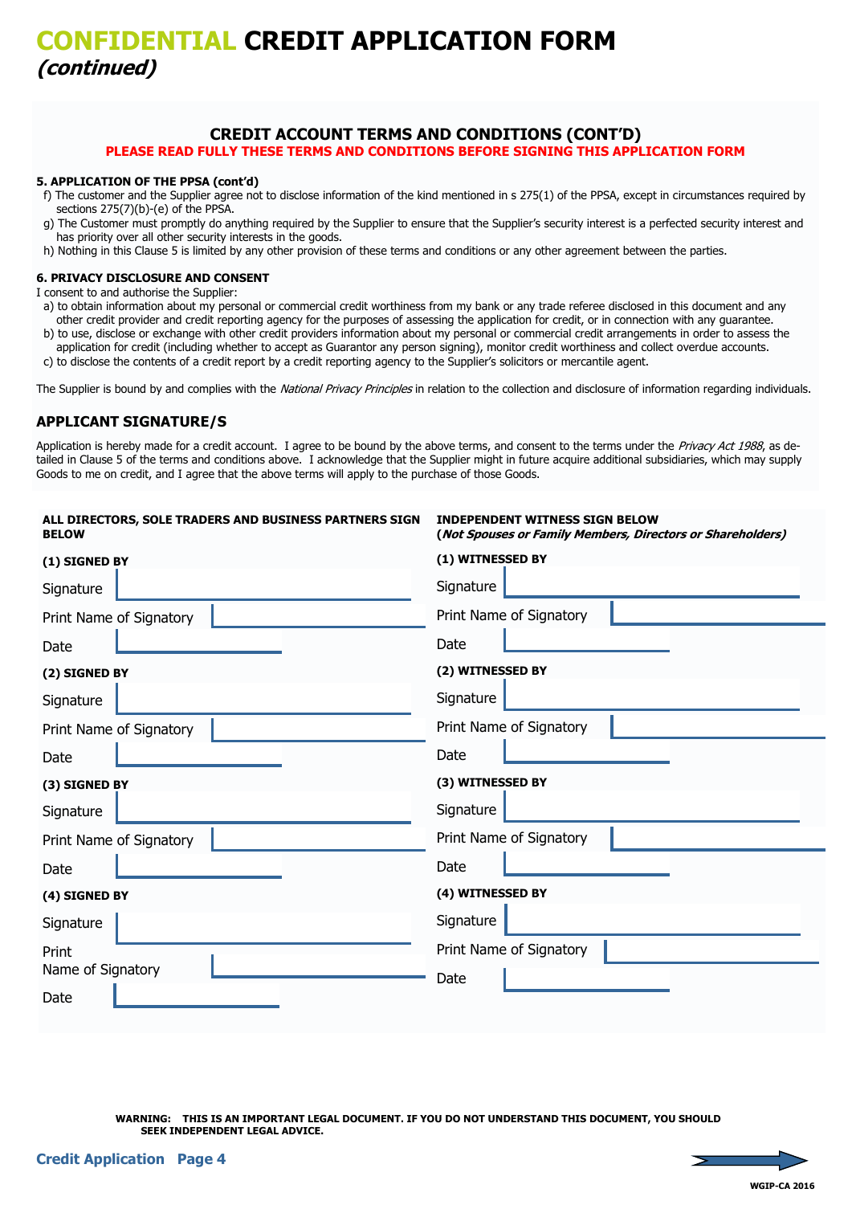# CONFIDENTIAL CREDIT APPLICATION FORM
## *(continued)*

### CREDIT ACCOUNT TERMS AND CONDITIONS (CONT'D)

**PLEASE READ FULLY THESE TERMS AND CONDITIONS BEFORE SIGNING THIS APPLICATION FORM**

**5. APPLICATION OF THE PPSA (cont'd)**

f) The customer and the Supplier agree not to disclose information of the kind mentioned in s 275(1) of the PPSA, except in circumstances required by sections 275(7)(b)-(e) of the PPSA.

g) The Customer must promptly do anything required by the Supplier to ensure that the Supplier's security interest is a perfected security interest and has priority over all other security interests in the goods.

h) Nothing in this Clause 5 is limited by any other provision of these terms and conditions or any other agreement between the parties.

**6. PRIVACY DISCLOSURE AND CONSENT**

I consent to and authorise the Supplier:

a) to obtain information about my personal or commercial credit worthiness from my bank or any trade referee disclosed in this document and any other credit provider and credit reporting agency for the purposes of assessing the application for credit, or in connection with any guarantee.

b) to use, disclose or exchange with other credit providers information about my personal or commercial credit arrangements in order to assess the application for credit (including whether to accept as Guarantor any person signing), monitor credit worthiness and collect overdue accounts.

c) to disclose the contents of a credit report by a credit reporting agency to the Supplier's solicitors or mercantile agent.

The Supplier is bound by and complies with the *National Privacy Principles* in relation to the collection and disclosure of information regarding individuals.

## APPLICANT SIGNATURE/S

Application is hereby made for a credit account. I agree to be bound by the above terms, and consent to the terms under the *Privacy Act 1988*, as detailed in Clause 5 of the terms and conditions above. I acknowledge that the Supplier might in future acquire additional subsidiaries, which may supply Goods to me on credit, and I agree that the above terms will apply to the purchase of those Goods.

| ALL DIRECTORS, SOLE TRADERS AND BUSINESS PARTNERS SIGN BELOW | INDEPENDENT WITNESS SIGN BELOW (*Not Spouses or Family Members, Directors or Shareholders*) |
|---|---|
| **(1) SIGNED BY** | **(1) WITNESSED BY** |
| Signature | Signature |
| Print Name of Signatory | Print Name of Signatory |
| Date | Date |
| **(2) SIGNED BY** | **(2) WITNESSED BY** |
| Signature | Signature |
| Print Name of Signatory | Print Name of Signatory |
| Date | Date |
| **(3) SIGNED BY** | **(3) WITNESSED BY** |
| Signature | Signature |
| Print Name of Signatory | Print Name of Signatory |
| Date | Date |
| **(4) SIGNED BY** | **(4) WITNESSED BY** |
| Signature | Signature |
| Print Name of Signatory | Print Name of Signatory |
| Date | Date |

**WARNING: THIS IS AN IMPORTANT LEGAL DOCUMENT. IF YOU DO NOT UNDERSTAND THIS DOCUMENT, YOU SHOULD SEEK INDEPENDENT LEGAL ADVICE.**

WGIP-CA 2016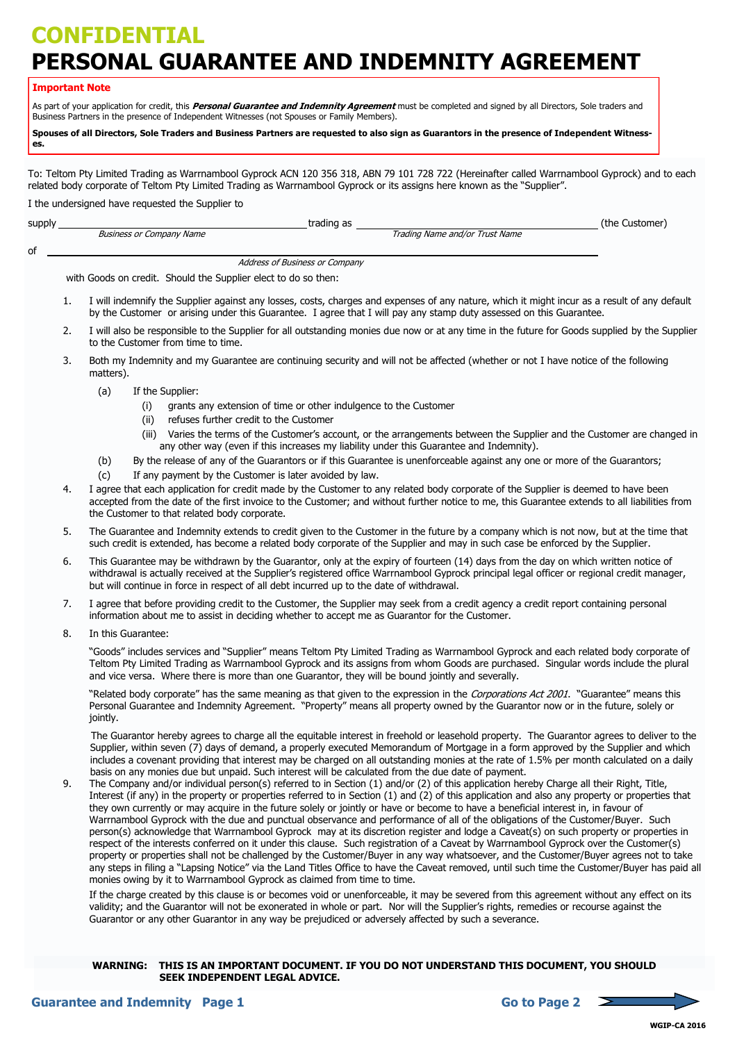# CONFIDENTIAL

# PERSONAL GUARANTEE AND INDEMNITY AGREEMENT

**Important Note**

As part of your application for credit, this ***Personal Guarantee and Indemnity Agreement*** must be completed and signed by all Directors, Sole traders and Business Partners in the presence of Independent Witnesses (not Spouses or Family Members).

**Spouses of all Directors, Sole Traders and Business Partners are requested to also sign as Guarantors in the presence of Independent Witnesses.**

To: Teltom Pty Limited Trading as Warrnambool Gyprock ACN 120 356 318, ABN 79 101 728 722 (Hereinafter called Warrnambool Gyprock) and to each related body corporate of Teltom Pty Limited Trading as Warrnambool Gyprock or its assigns here known as the "Supplier".

I the undersigned have requested the Supplier to

supply ______________________________ trading as ______________________________ (the Customer)
*Business or Company Name* *Trading Name and/or Trust Name*

of ____________________________________________
*Address of Business or Company*

with Goods on credit. Should the Supplier elect to do so then:

1. I will indemnify the Supplier against any losses, costs, charges and expenses of any nature, which it might incur as a result of any default by the Customer or arising under this Guarantee. I agree that I will pay any stamp duty assessed on this Guarantee.
2. I will also be responsible to the Supplier for all outstanding monies due now or at any time in the future for Goods supplied by the Supplier to the Customer from time to time.
3. Both my Indemnity and my Guarantee are continuing security and will not be affected (whether or not I have notice of the following matters).
   - (a) If the Supplier:
     - (i) grants any extension of time or other indulgence to the Customer
     - (ii) refuses further credit to the Customer
     - (iii) Varies the terms of the Customer's account, or the arrangements between the Supplier and the Customer are changed in any other way (even if this increases my liability under this Guarantee and Indemnity).
   - (b) By the release of any of the Guarantors or if this Guarantee is unenforceable against any one or more of the Guarantors;
   - (c) If any payment by the Customer is later avoided by law.
4. I agree that each application for credit made by the Customer to any related body corporate of the Supplier is deemed to have been accepted from the date of the first invoice to the Customer; and without further notice to me, this Guarantee extends to all liabilities from the Customer to that related body corporate.
5. The Guarantee and Indemnity extends to credit given to the Customer in the future by a company which is not now, but at the time that such credit is extended, has become a related body corporate of the Supplier and may in such case be enforced by the Supplier.
6. This Guarantee may be withdrawn by the Guarantor, only at the expiry of fourteen (14) days from the day on which written notice of withdrawal is actually received at the Supplier's registered office Warrnambool Gyprock principal legal officer or regional credit manager, but will continue in force in respect of all debt incurred up to the date of withdrawal.
7. I agree that before providing credit to the Customer, the Supplier may seek from a credit agency a credit report containing personal information about me to assist in deciding whether to accept me as Guarantor for the Customer.
8. In this Guarantee:

   "Goods" includes services and "Supplier" means Teltom Pty Limited Trading as Warrnambool Gyprock and each related body corporate of Teltom Pty Limited Trading as Warrnambool Gyprock and its assigns from whom Goods are purchased. Singular words include the plural and vice versa. Where there is more than one Guarantor, they will be bound jointly and severally.

   "Related body corporate" has the same meaning as that given to the expression in the *Corporations Act 2001*. "Guarantee" means this Personal Guarantee and Indemnity Agreement. "Property" means all property owned by the Guarantor now or in the future, solely or jointly.

   The Guarantor hereby agrees to charge all the equitable interest in freehold or leasehold property. The Guarantor agrees to deliver to the Supplier, within seven (7) days of demand, a properly executed Memorandum of Mortgage in a form approved by the Supplier and which includes a covenant providing that interest may be charged on all outstanding monies at the rate of 1.5% per month calculated on a daily basis on any monies due but unpaid. Such interest will be calculated from the due date of payment.
9. The Company and/or individual person(s) referred to in Section (1) and/or (2) of this application hereby Charge all their Right, Title, Interest (if any) in the property or properties referred to in Section (1) and (2) of this application and also any property or properties that they own currently or may acquire in the future solely or jointly or have or become to have a beneficial interest in, in favour of Warrnambool Gyprock with the due and punctual observance and performance of all of the obligations of the Customer/Buyer. Such person(s) acknowledge that Warrnambool Gyprock may at its discretion register and lodge a Caveat(s) on such property or properties in respect of the interests conferred on it under this clause. Such registration of a Caveat by Warrnambool Gyprock over the Customer(s) property or properties shall not be challenged by the Customer/Buyer in any way whatsoever, and the Customer/Buyer agrees not to take any steps in filing a "Lapsing Notice" via the Land Titles Office to have the Caveat removed, until such time the Customer/Buyer has paid all monies owing by it to Warrnambool Gyprock as claimed from time to time.

   If the charge created by this clause is or becomes void or unenforceable, it may be severed from this agreement without any effect on its validity; and the Guarantor will not be exonerated in whole or part. Nor will the Supplier's rights, remedies or recourse against the Guarantor or any other Guarantor in any way be prejudiced or adversely affected by such a severance.

**WARNING: THIS IS AN IMPORTANT DOCUMENT. IF YOU DO NOT UNDERSTAND THIS DOCUMENT, YOU SHOULD SEEK INDEPENDENT LEGAL ADVICE.**

**Go to Page 2**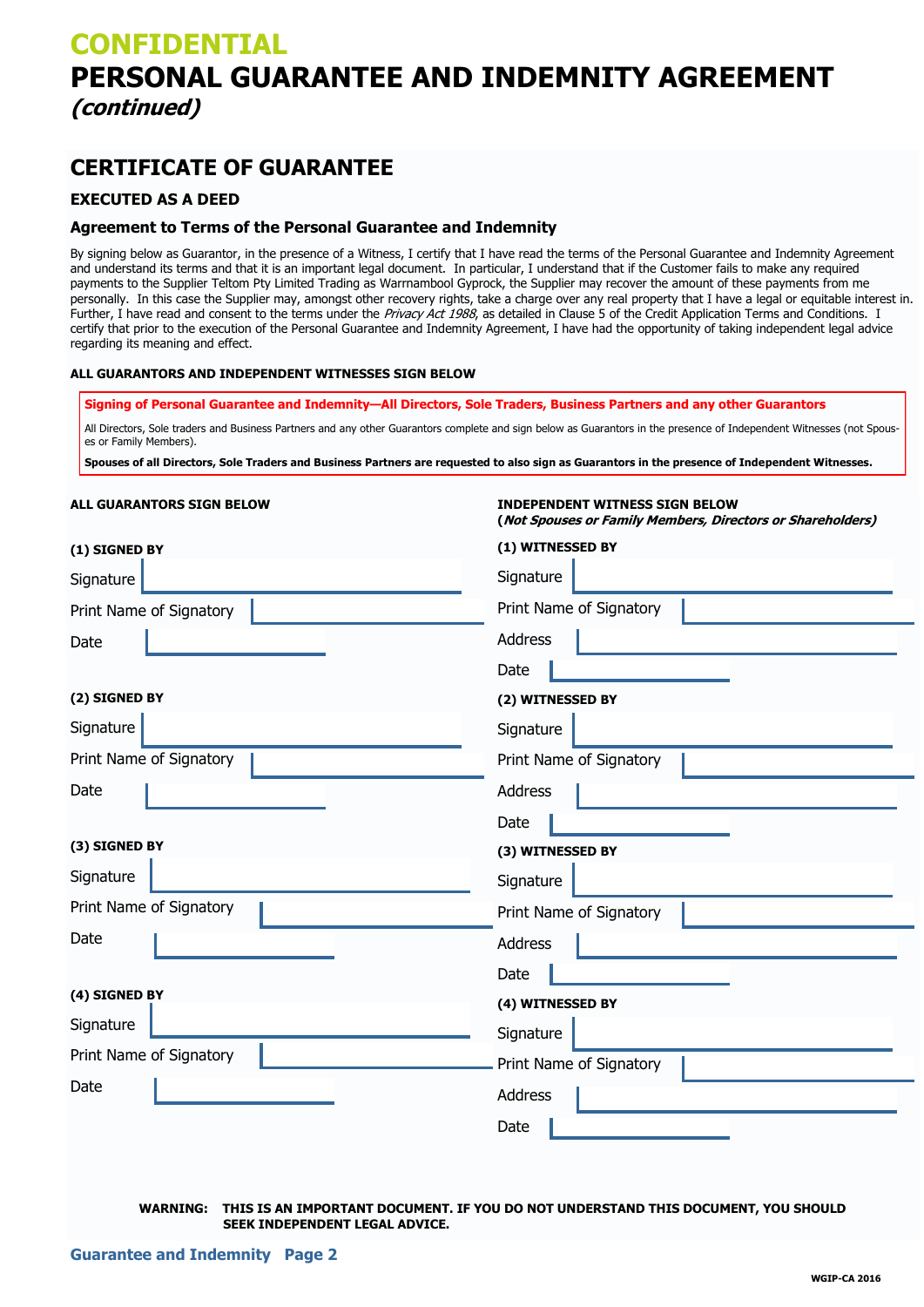# CONFIDENTIAL

# PERSONAL GUARANTEE AND INDEMNITY AGREEMENT *(continued)*

## CERTIFICATE OF GUARANTEE

### EXECUTED AS A DEED

### Agreement to Terms of the Personal Guarantee and Indemnity

By signing below as Guarantor, in the presence of a Witness, I certify that I have read the terms of the Personal Guarantee and Indemnity Agreement and understand its terms and that it is an important legal document. In particular, I understand that if the Customer fails to make any required payments to the Supplier Teltom Pty Limited Trading as Warrnambool Gyprock, the Supplier may recover the amount of these payments from me personally. In this case the Supplier may, amongst other recovery rights, take a charge over any real property that I have a legal or equitable interest in. Further, I have read and consent to the terms under the *Privacy Act 1988*, as detailed in Clause 5 of the Credit Application Terms and Conditions. I certify that prior to the execution of the Personal Guarantee and Indemnity Agreement, I have had the opportunity of taking independent legal advice regarding its meaning and effect.

**ALL GUARANTORS AND INDEPENDENT WITNESSES SIGN BELOW**

**Signing of Personal Guarantee and Indemnity—All Directors, Sole Traders, Business Partners and any other Guarantors**

All Directors, Sole traders and Business Partners and any other Guarantors complete and sign below as Guarantors in the presence of Independent Witnesses (not Spouses or Family Members).

**Spouses of all Directors, Sole Traders and Business Partners are requested to also sign as Guarantors in the presence of Independent Witnesses.**

| ALL GUARANTORS SIGN BELOW | INDEPENDENT WITNESS SIGN BELOW (*Not Spouses or Family Members, Directors or Shareholders*) |
|---|---|
| **(1) SIGNED BY** | **(1) WITNESSED BY** |
| Signature | Signature |
| Print Name of Signatory | Print Name of Signatory |
| Date | Address |
| | Date |
| **(2) SIGNED BY** | **(2) WITNESSED BY** |
| Signature | Signature |
| Print Name of Signatory | Print Name of Signatory |
| Date | Address |
| | Date |
| **(3) SIGNED BY** | **(3) WITNESSED BY** |
| Signature | Signature |
| Print Name of Signatory | Print Name of Signatory |
| Date | Address |
| | Date |
| **(4) SIGNED BY** | **(4) WITNESSED BY** |
| Signature | Signature |
| Print Name of Signatory | Print Name of Signatory |
| Date | Address |
| | Date |

**WARNING: THIS IS AN IMPORTANT DOCUMENT. IF YOU DO NOT UNDERSTAND THIS DOCUMENT, YOU SHOULD SEEK INDEPENDENT LEGAL ADVICE.**

WGIP-CA 2016